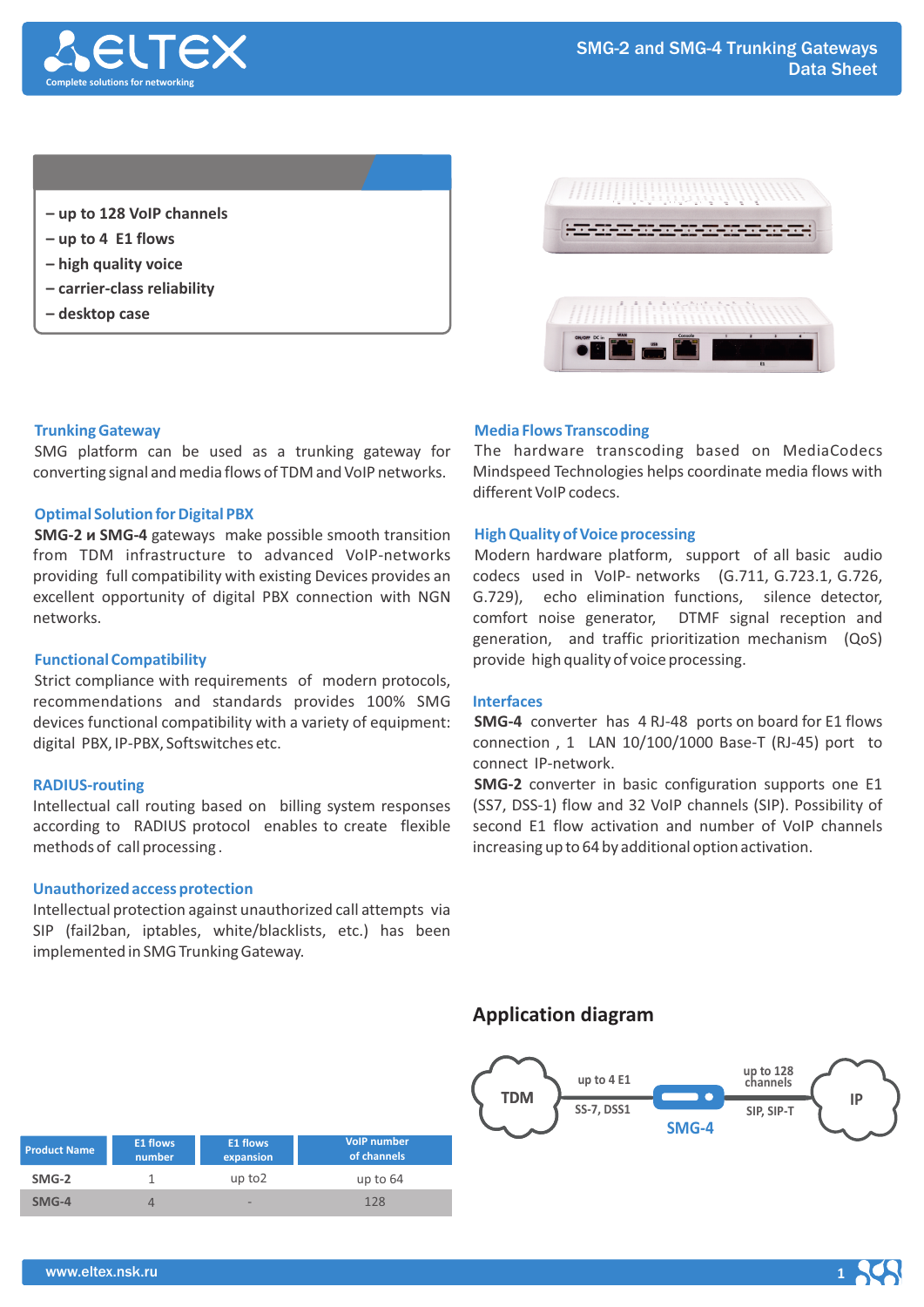# SMG-2 and SMG-4 Trunking Gateways
Data Sheet

- up to 128 VoIP channels
- up to 4 E1 flows
- high quality voice
- carrier-class reliability
- desktop case

### Trunking Gateway

SMG platform can be used as a trunking gateway for converting signal and media flows of TDM and VoIP networks.

### Optimal Solution for Digital PBX

**SMG-2 и SMG-4** gateways make possible smooth transition from TDM infrastructure to advanced VoIP-networks providing full compatibility with existing Devices provides an excellent opportunity of digital PBX connection with NGN networks.

### Functional Compatibility

Strict compliance with requirements of modern protocols, recommendations and standards provides 100% SMG devices functional compatibility with a variety of equipment: digital PBX, IP-PBX, Softswitches etc.

### RADIUS-routing

Intellectual call routing based on billing system responses according to RADIUS protocol enables to create flexible methods of call processing.

### Unauthorized access protection

Intellectual protection against unauthorized call attempts via SIP (fail2ban, iptables, white/blacklists, etc.) has been implemented in SMG Trunking Gateway.

| Product Name | E1 flows number | E1 flows expansion | VoIP number of channels |
|---|---|---|---|
| SMG-2 | 1 | up to2 | up to 64 |
| SMG-4 | 4 | - | 128 |

### Media Flows Transcoding

The hardware transcoding based on MediaCodecs Mindspeed Technologies helps coordinate media flows with different VoIP codecs.

### High Quality of Voice processing

Modern hardware platform, support of all basic audio codecs used in VoIP- networks (G.711, G.723.1, G.726, G.729), echo elimination functions, silence detector, comfort noise generator, DTMF signal reception and generation, and traffic prioritization mechanism (QoS) provide high quality of voice processing.

### Interfaces

**SMG-4** converter has 4 RJ-48 ports on board for E1 flows connection , 1 LAN 10/100/1000 Base-T (RJ-45) port to connect IP-network.

**SMG-2** converter in basic configuration supports one E1 (SS7, DSS-1) flow and 32 VoIP channels (SIP). Possibility of second E1 flow activation and number of VoIP channels increasing up to 64 by additional option activation.

## Application diagram

TDM
up to 4 E1
SS-7, DSS1
SMG-4
up to 128 channels
SIP, SIP-T
IP

www.eltex.nsk.ru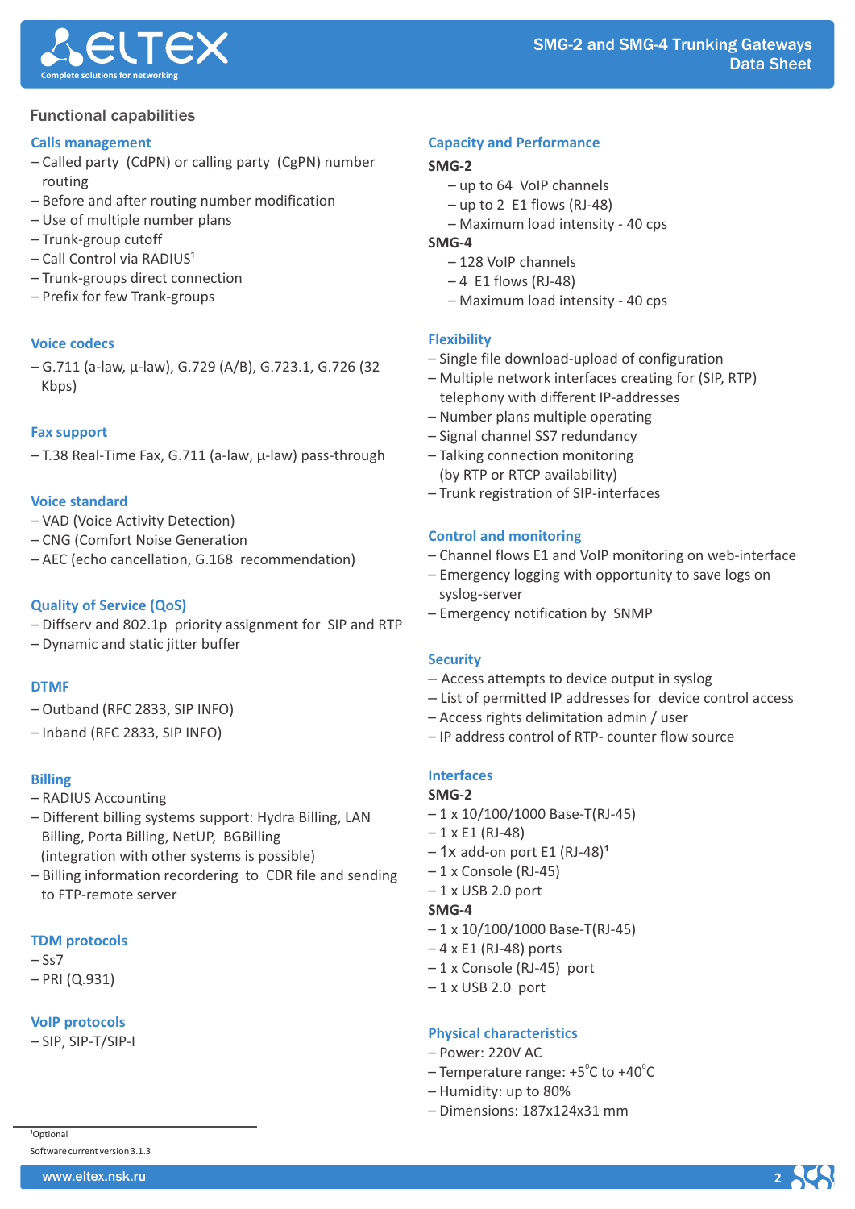## Functional capabilities

### Calls management

- Called party (CdPN) or calling party (CgPN) number routing
- Before and after routing number modification
- Use of multiple number plans
- Trunk-group cutoff
- Call Control via RADIUS[1]
- Trunk-groups direct connection
- Prefix for few Trank-groups

### Voice codecs

- G.711 (a-law, µ-law), G.729 (A/B), G.723.1, G.726 (32 Kbps)

### Fax support

- T.38 Real-Time Fax, G.711 (a-law, µ-law) pass-through

### Voice standard

- VAD (Voice Activity Detection)
- CNG (Comfort Noise Generation
- AEC (echo cancellation, G.168 recommendation)

### Quality of Service (QoS)

- Diffserv and 802.1p priority assignment for SIP and RTP
- Dynamic and static jitter buffer

### DTMF

- Outband (RFC 2833, SIP INFO)
- Inband (RFC 2833, SIP INFO)

### Billing

- RADIUS Accounting
- Different billing systems support: Hydra Billing, LAN Billing, Porta Billing, NetUP, BGBilling (integration with other systems is possible)
- Billing information recordering to CDR file and sending to FTP-remote server

### TDM protocols

- Ss7
- PRI (Q.931)

### VoIP protocols

- SIP, SIP-T/SIP-I

### Capacity and Performance

**SMG-2**

- up to 64 VoIP channels
- up to 2 E1 flows (RJ-48)
- Maximum load intensity - 40 cps

**SMG-4**

- 128 VoIP channels
- 4 E1 flows (RJ-48)
- Maximum load intensity - 40 cps

### Flexibility

- Single file download-upload of configuration
- Multiple network interfaces creating for (SIP, RTP) telephony with different IP-addresses
- Number plans multiple operating
- Signal channel SS7 redundancy
- Talking connection monitoring (by RTP or RTCP availability)
- Trunk registration of SIP-interfaces

### Control and monitoring

- Channel flows E1 and VoIP monitoring on web-interface
- Emergency logging with opportunity to save logs on syslog-server
- Emergency notification by SNMP

### Security

- Access attempts to device output in syslog
- List of permitted IP addresses for device control access
- Access rights delimitation admin / user
- IP address control of RTP- counter flow source

### Interfaces

**SMG-2**

- 1 x 10/100/1000 Base-T(RJ-45)
- 1 x E1 (RJ-48)
- 1x add-on port E1 (RJ-48)[1]
- 1 x Console (RJ-45)
- 1 x USB 2.0 port

**SMG-4**

- 1 x 10/100/1000 Base-T(RJ-45)
- 4 x E1 (RJ-48) ports
- 1 x Console (RJ-45) port
- 1 x USB 2.0 port

### Physical characteristics

- Power: 220V AC
- Temperature range: +5°C to +40°C
- Humidity: up to 80%
- Dimensions: 187x124x31 mm

[1]Optional

Software current version 3.1.3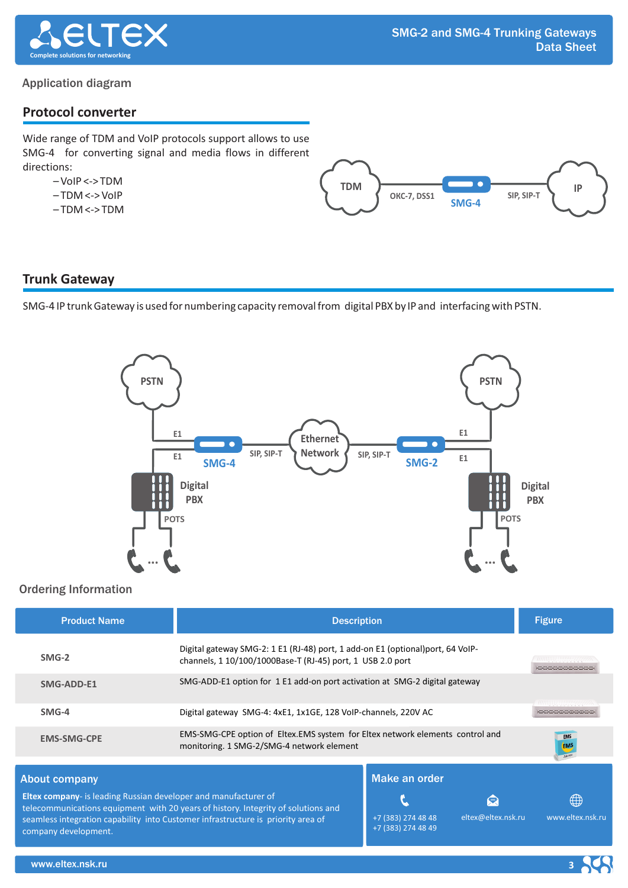## Application diagram

### Protocol converter

Wide range of TDM and VoIP protocols support allows to use SMG-4 for converting signal and media flows in different directions:

- VoIP <-> TDM
- TDM <-> VoIP
- TDM <-> TDM

TDM
OKC-7, DSS1
SMG-4
SIP, SIP-T
IP

### Trunk Gateway

SMG-4 IP trunk Gateway is used for numbering capacity removal from digital PBX by IP and interfacing with PSTN.

PSTN
E1
E1
SMG-4
SIP, SIP-T
Ethernet Network
SIP, SIP-T
SMG-2
E1
E1
PSTN
Digital PBX
POTS
Digital PBX
POTS

## Ordering Information

| Product Name | Description | Figure |
|---|---|---|
| SMG-2 | Digital gateway SMG-2: 1 E1 (RJ-48) port, 1 add-on E1 (optional)port, 64 VoIP-channels, 1 10/100/1000Base-T (RJ-45) port, 1 USB 2.0 port | |
| SMG-ADD-E1 | SMG-ADD-E1 option for 1 E1 add-on port activation at SMG-2 digital gateway | |
| SMG-4 | Digital gateway SMG-4: 4xE1, 1x1GE, 128 VoIP-channels, 220V AC | |
| EMS-SMG-CPE | EMS-SMG-CPE option of Eltex.EMS system for Eltex network elements control and monitoring. 1 SMG-2/SMG-4 network element | |

### About company

**Eltex company**- is leading Russian developer and manufacturer of telecommunications equipment with 20 years of history. Integrity of solutions and seamless integration capability into Customer infrastructure is priority area of company development.

### Make an order

+7 (383) 274 48 48
+7 (383) 274 48 49

eltex@eltex.nsk.ru

www.eltex.nsk.ru